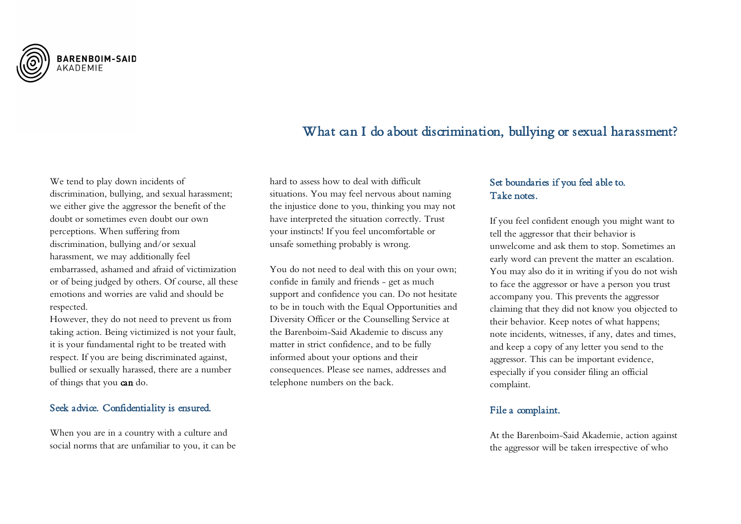BARENBOIM-SAID AKADEMIE

# What can I do about discrimination, bullying or sexual harassment?

We tend to play down incidents of discrimination, bullying, and sexual harassment; we either give the aggressor the benefit of the doubt or sometimes even doubt our own perceptions. When suffering from discrimination, bullying and/or sexual harassment, we may additionally feel embarrassed, ashamed and afraid of victimization or of being judged by others. Of course, all these emotions and worries are valid and should be respected.
However, they do not need to prevent us from taking action. Being victimized is not your fault, it is your fundamental right to be treated with respect. If you are being discriminated against, bullied or sexually harassed, there are a number of things that you **can** do.

## Seek advice. Confidentiality is ensured.

When you are in a country with a culture and social norms that are unfamiliar to you, it can be hard to assess how to deal with difficult situations. You may feel nervous about naming the injustice done to you, thinking you may not have interpreted the situation correctly. Trust your instincts! If you feel uncomfortable or unsafe something probably is wrong.

You do not need to deal with this on your own; confide in family and friends - get as much support and confidence you can. Do not hesitate to be in touch with the Equal Opportunities and Diversity Officer or the Counselling Service at the Barenboim-Said Akademie to discuss any matter in strict confidence, and to be fully informed about your options and their consequences. Please see names, addresses and telephone numbers on the back.

## Set boundaries if you feel able to. Take notes.

If you feel confident enough you might want to tell the aggressor that their behavior is unwelcome and ask them to stop. Sometimes an early word can prevent the matter an escalation. You may also do it in writing if you do not wish to face the aggressor or have a person you trust accompany you. This prevents the aggressor claiming that they did not know you objected to their behavior. Keep notes of what happens; note incidents, witnesses, if any, dates and times, and keep a copy of any letter you send to the aggressor. This can be important evidence, especially if you consider filing an official complaint.

## File a complaint.

At the Barenboim-Said Akademie, action against the aggressor will be taken irrespective of who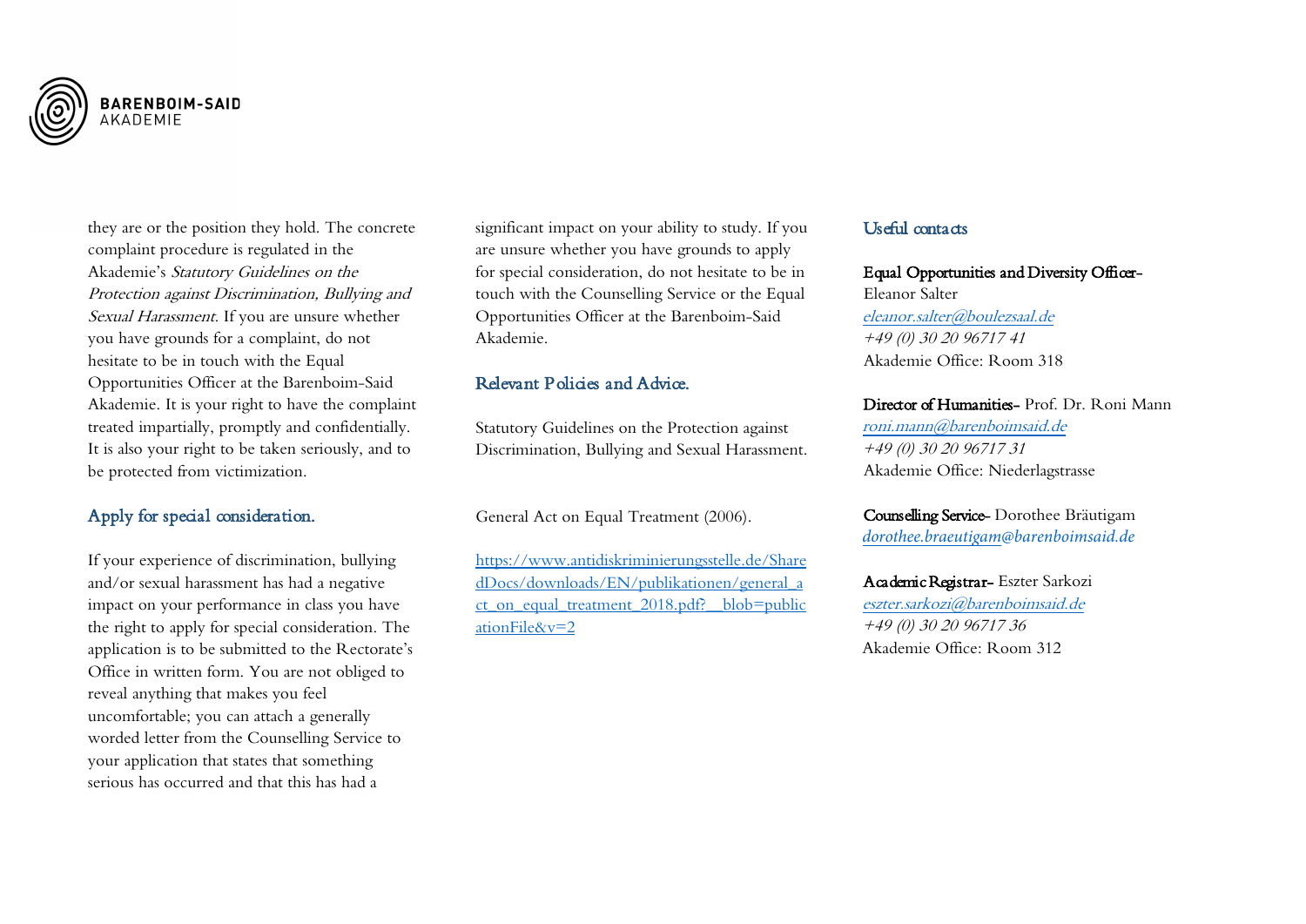they are or the position they hold. The concrete complaint procedure is regulated in the Akademie's *Statutory Guidelines on the Protection against Discrimination, Bullying and Sexual Harassment*. If you are unsure whether you have grounds for a complaint, do not hesitate to be in touch with the Equal Opportunities Officer at the Barenboim-Said Akademie. It is your right to have the complaint treated impartially, promptly and confidentially. It is also your right to be taken seriously, and to be protected from victimization.

## Apply for special consideration.

If your experience of discrimination, bullying and/or sexual harassment has had a negative impact on your performance in class you have the right to apply for special consideration. The application is to be submitted to the Rectorate's Office in written form. You are not obliged to reveal anything that makes you feel uncomfortable; you can attach a generally worded letter from the Counselling Service to your application that states that something serious has occurred and that this has had a significant impact on your ability to study. If you are unsure whether you have grounds to apply for special consideration, do not hesitate to be in touch with the Counselling Service or the Equal Opportunities Officer at the Barenboim-Said Akademie.

## Relevant Policies and Advice.

Statutory Guidelines on the Protection against Discrimination, Bullying and Sexual Harassment.

General Act on Equal Treatment (2006).

[https://www.antidiskriminierungsstelle.de/SharedDocs/downloads/EN/publikationen/general_act_on_equal_treatment_2018.pdf?__blob=publicationFile&v=2](https://www.antidiskriminierungsstelle.de/SharedDocs/downloads/EN/publikationen/general_act_on_equal_treatment_2018.pdf?__blob=publicationFile&v=2)

## Useful contacts

**Equal Opportunities and Diversity Officer-** Eleanor Salter
*eleanor.salter@boulezsaal.de*
*+49 (0) 30 20 96717 41*
Akademie Office: Room 318

**Director of Humanities-** Prof. Dr. Roni Mann
*roni.mann@barenboimsaid.de*
*+49 (0) 30 20 96717 31*
Akademie Office: Niederlagstrasse

**Counselling Service-** Dorothee Bräutigam
*dorothee.braeutigam@barenboimsaid.de*

**Academic Registrar-** Eszter Sarkozi
*eszter.sarkozi@barenboimsaid.de*
*+49 (0) 30 20 96717 36*
Akademie Office: Room 312